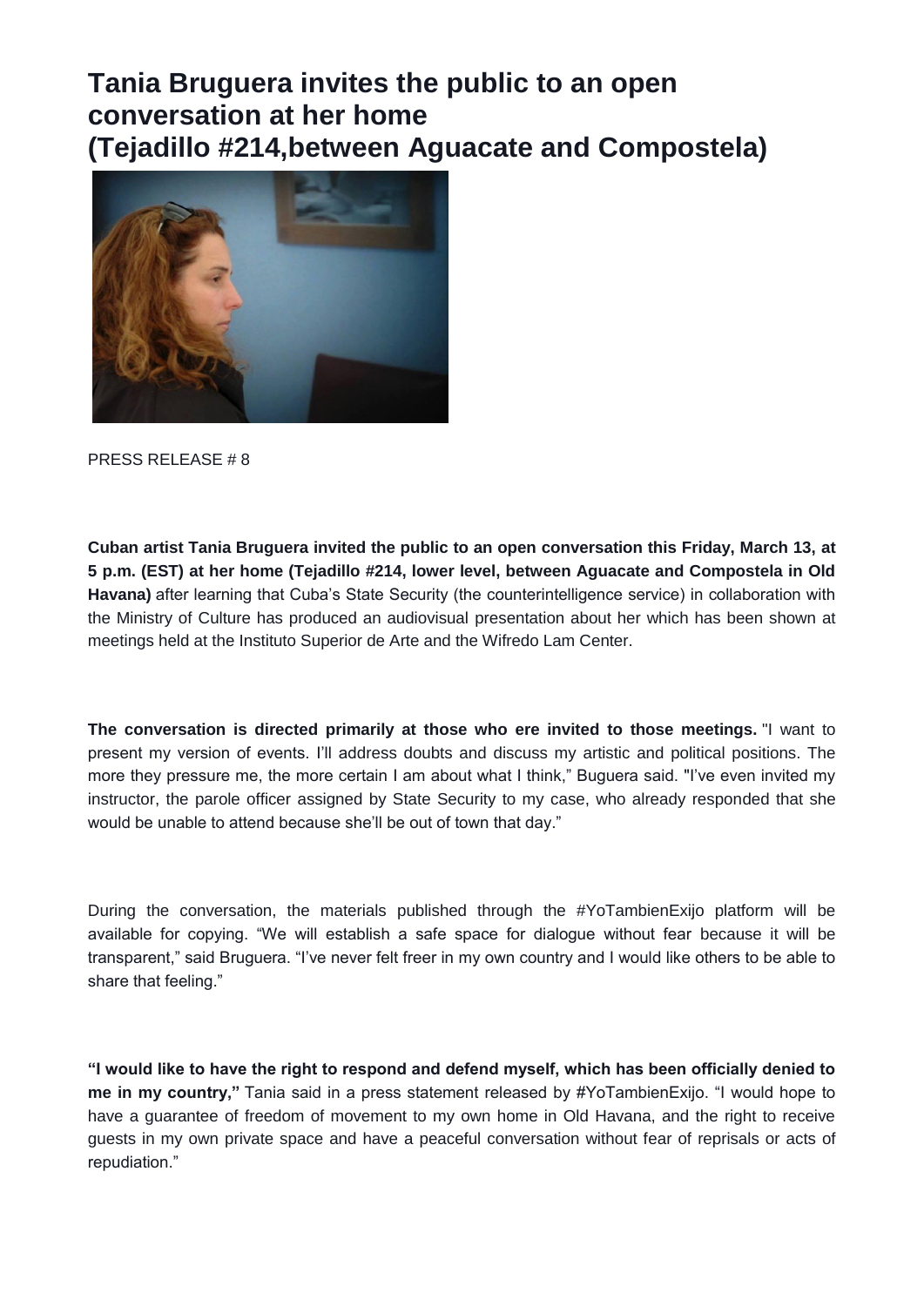# Tania Bruguera invites the public to an open conversation at her home (Tejadillo #214,between Aguacate and Compostela)

PRESS RELEASE # 8

**Cuban artist Tania Bruguera invited the public to an open conversation this Friday, March 13, at 5 p.m. (EST) at her home (Tejadillo #214, lower level, between Aguacate and Compostela in Old Havana)** after learning that Cuba's State Security (the counterintelligence service) in collaboration with the Ministry of Culture has produced an audiovisual presentation about her which has been shown at meetings held at the Instituto Superior de Arte and the Wifredo Lam Center.

**The conversation is directed primarily at those who ere invited to those meetings.** "I want to present my version of events. I'll address doubts and discuss my artistic and political positions. The more they pressure me, the more certain I am about what I think," Buguera said. "I've even invited my instructor, the parole officer assigned by State Security to my case, who already responded that she would be unable to attend because she'll be out of town that day."

During the conversation, the materials published through the #YoTambienExijo platform will be available for copying. "We will establish a safe space for dialogue without fear because it will be transparent," said Bruguera. "I've never felt freer in my own country and I would like others to be able to share that feeling."

**"I would like to have the right to respond and defend myself, which has been officially denied to me in my country,"** Tania said in a press statement released by #YoTambienExijo. "I would hope to have a guarantee of freedom of movement to my own home in Old Havana, and the right to receive guests in my own private space and have a peaceful conversation without fear of reprisals or acts of repudiation."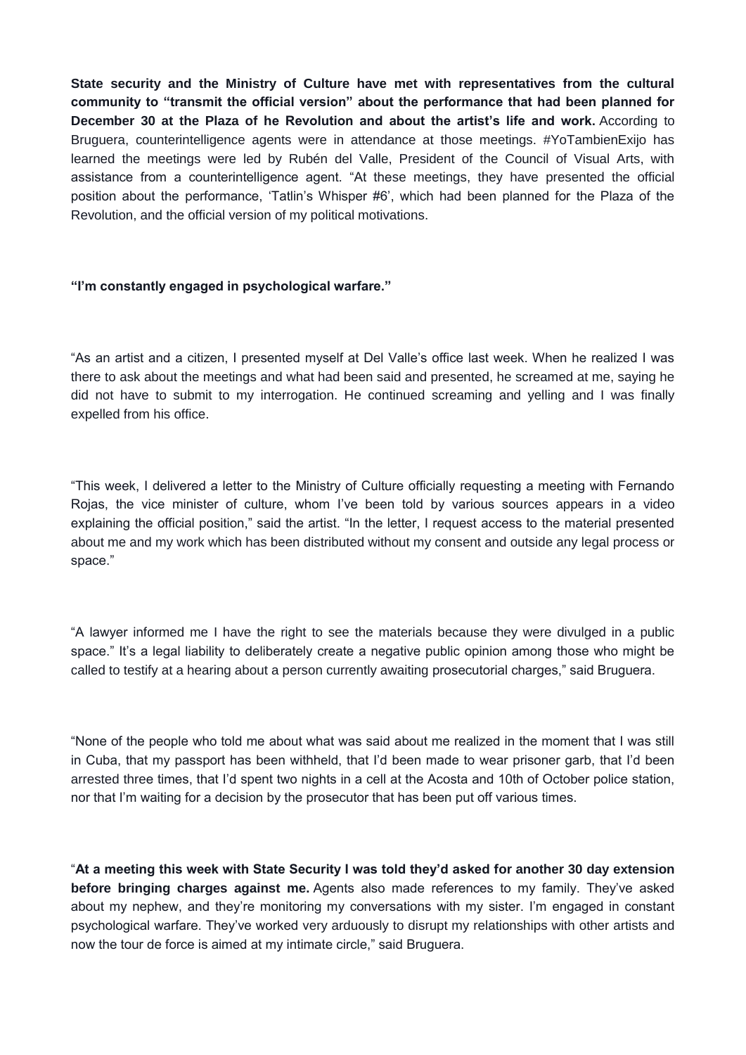**State security and the Ministry of Culture have met with representatives from the cultural community to "transmit the official version" about the performance that had been planned for December 30 at the Plaza of he Revolution and about the artist's life and work.** According to Bruguera, counterintelligence agents were in attendance at those meetings. #YoTambienExijo has learned the meetings were led by Rubén del Valle, President of the Council of Visual Arts, with assistance from a counterintelligence agent. "At these meetings, they have presented the official position about the performance, 'Tatlin's Whisper #6', which had been planned for the Plaza of the Revolution, and the official version of my political motivations.

**"I'm constantly engaged in psychological warfare."**

"As an artist and a citizen, I presented myself at Del Valle's office last week. When he realized I was there to ask about the meetings and what had been said and presented, he screamed at me, saying he did not have to submit to my interrogation. He continued screaming and yelling and I was finally expelled from his office.

"This week, I delivered a letter to the Ministry of Culture officially requesting a meeting with Fernando Rojas, the vice minister of culture, whom I've been told by various sources appears in a video explaining the official position," said the artist. "In the letter, I request access to the material presented about me and my work which has been distributed without my consent and outside any legal process or space."

"A lawyer informed me I have the right to see the materials because they were divulged in a public space." It's a legal liability to deliberately create a negative public opinion among those who might be called to testify at a hearing about a person currently awaiting prosecutorial charges," said Bruguera.

"None of the people who told me about what was said about me realized in the moment that I was still in Cuba, that my passport has been withheld, that I'd been made to wear prisoner garb, that I'd been arrested three times, that I'd spent two nights in a cell at the Acosta and 10th of October police station, nor that I'm waiting for a decision by the prosecutor that has been put off various times.

"**At a meeting this week with State Security I was told they'd asked for another 30 day extension before bringing charges against me.** Agents also made references to my family. They've asked about my nephew, and they're monitoring my conversations with my sister. I'm engaged in constant psychological warfare. They've worked very arduously to disrupt my relationships with other artists and now the tour de force is aimed at my intimate circle," said Bruguera.